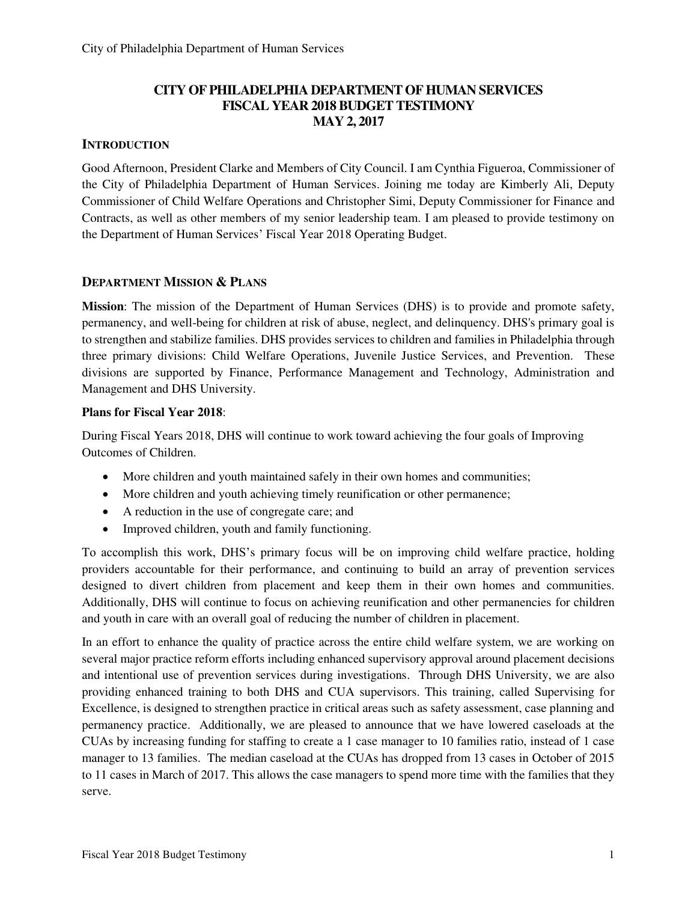# CITY OF PHILADELPHIA DEPARTMENT OF HUMAN SERVICES
# FISCAL YEAR 2018 BUDGET TESTIMONY
# MAY 2, 2017

## INTRODUCTION

Good Afternoon, President Clarke and Members of City Council. I am Cynthia Figueroa, Commissioner of the City of Philadelphia Department of Human Services. Joining me today are Kimberly Ali, Deputy Commissioner of Child Welfare Operations and Christopher Simi, Deputy Commissioner for Finance and Contracts, as well as other members of my senior leadership team. I am pleased to provide testimony on the Department of Human Services' Fiscal Year 2018 Operating Budget.

## DEPARTMENT MISSION & PLANS

**Mission**: The mission of the Department of Human Services (DHS) is to provide and promote safety, permanency, and well-being for children at risk of abuse, neglect, and delinquency. DHS's primary goal is to strengthen and stabilize families. DHS provides services to children and families in Philadelphia through three primary divisions: Child Welfare Operations, Juvenile Justice Services, and Prevention. These divisions are supported by Finance, Performance Management and Technology, Administration and Management and DHS University.

**Plans for Fiscal Year 2018**:

During Fiscal Years 2018, DHS will continue to work toward achieving the four goals of Improving Outcomes of Children.

- More children and youth maintained safely in their own homes and communities;
- More children and youth achieving timely reunification or other permanence;
- A reduction in the use of congregate care; and
- Improved children, youth and family functioning.

To accomplish this work, DHS's primary focus will be on improving child welfare practice, holding providers accountable for their performance, and continuing to build an array of prevention services designed to divert children from placement and keep them in their own homes and communities. Additionally, DHS will continue to focus on achieving reunification and other permanencies for children and youth in care with an overall goal of reducing the number of children in placement.

In an effort to enhance the quality of practice across the entire child welfare system, we are working on several major practice reform efforts including enhanced supervisory approval around placement decisions and intentional use of prevention services during investigations. Through DHS University, we are also providing enhanced training to both DHS and CUA supervisors. This training, called Supervising for Excellence, is designed to strengthen practice in critical areas such as safety assessment, case planning and permanency practice. Additionally, we are pleased to announce that we have lowered caseloads at the CUAs by increasing funding for staffing to create a 1 case manager to 10 families ratio, instead of 1 case manager to 13 families. The median caseload at the CUAs has dropped from 13 cases in October of 2015 to 11 cases in March of 2017. This allows the case managers to spend more time with the families that they serve.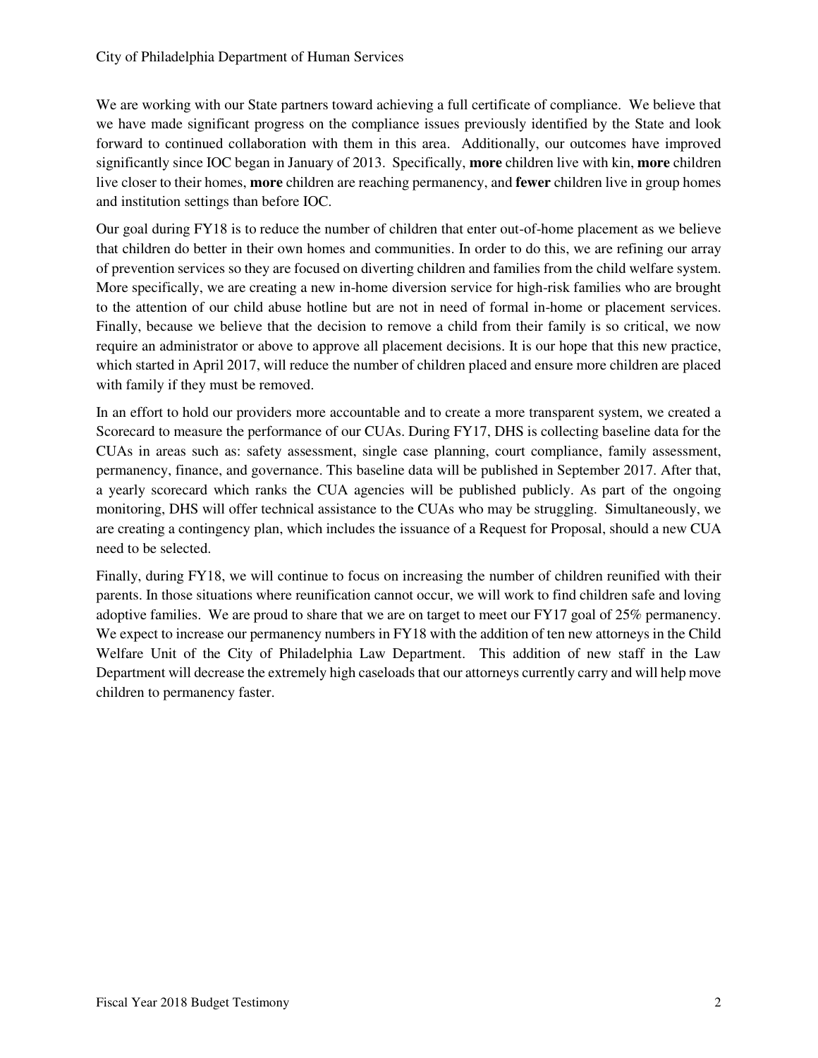We are working with our State partners toward achieving a full certificate of compliance. We believe that we have made significant progress on the compliance issues previously identified by the State and look forward to continued collaboration with them in this area. Additionally, our outcomes have improved significantly since IOC began in January of 2013. Specifically, **more** children live with kin, **more** children live closer to their homes, **more** children are reaching permanency, and **fewer** children live in group homes and institution settings than before IOC.

Our goal during FY18 is to reduce the number of children that enter out-of-home placement as we believe that children do better in their own homes and communities. In order to do this, we are refining our array of prevention services so they are focused on diverting children and families from the child welfare system. More specifically, we are creating a new in-home diversion service for high-risk families who are brought to the attention of our child abuse hotline but are not in need of formal in-home or placement services. Finally, because we believe that the decision to remove a child from their family is so critical, we now require an administrator or above to approve all placement decisions. It is our hope that this new practice, which started in April 2017, will reduce the number of children placed and ensure more children are placed with family if they must be removed.

In an effort to hold our providers more accountable and to create a more transparent system, we created a Scorecard to measure the performance of our CUAs. During FY17, DHS is collecting baseline data for the CUAs in areas such as: safety assessment, single case planning, court compliance, family assessment, permanency, finance, and governance. This baseline data will be published in September 2017. After that, a yearly scorecard which ranks the CUA agencies will be published publicly. As part of the ongoing monitoring, DHS will offer technical assistance to the CUAs who may be struggling. Simultaneously, we are creating a contingency plan, which includes the issuance of a Request for Proposal, should a new CUA need to be selected.

Finally, during FY18, we will continue to focus on increasing the number of children reunified with their parents. In those situations where reunification cannot occur, we will work to find children safe and loving adoptive families. We are proud to share that we are on target to meet our FY17 goal of 25% permanency. We expect to increase our permanency numbers in FY18 with the addition of ten new attorneys in the Child Welfare Unit of the City of Philadelphia Law Department. This addition of new staff in the Law Department will decrease the extremely high caseloads that our attorneys currently carry and will help move children to permanency faster.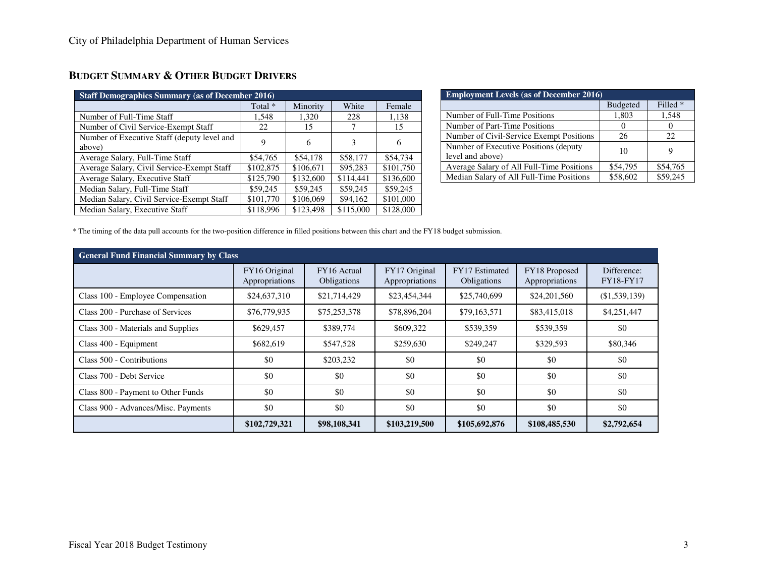## BUDGET SUMMARY & OTHER BUDGET DRIVERS

| Staff Demographics Summary (as of December 2016) | | | | |
|---|---|---|---|---|
| | Total * | Minority | White | Female |
| Number of Full-Time Staff | 1,548 | 1,320 | 228 | 1,138 |
| Number of Civil Service-Exempt Staff | 22 | 15 | 7 | 15 |
| Number of Executive Staff (deputy level and above) | 9 | 6 | 3 | 6 |
| Average Salary, Full-Time Staff | $54,765 | $54,178 | $58,177 | $54,734 |
| Average Salary, Civil Service-Exempt Staff | $102,875 | $106,671 | $95,283 | $101,750 |
| Average Salary, Executive Staff | $125,790 | $132,600 | $114,441 | $136,600 |
| Median Salary, Full-Time Staff | $59,245 | $59,245 | $59,245 | $59,245 |
| Median Salary, Civil Service-Exempt Staff | $101,770 | $106,069 | $94,162 | $101,000 |
| Median Salary, Executive Staff | $118,996 | $123,498 | $115,000 | $128,000 |

| Employment Levels (as of December 2016) | | |
|---|---|---|
| | Budgeted | Filled * |
| Number of Full-Time Positions | 1,803 | 1,548 |
| Number of Part-Time Positions | 0 | 0 |
| Number of Civil-Service Exempt Positions | 26 | 22 |
| Number of Executive Positions (deputy level and above) | 10 | 9 |
| Average Salary of All Full-Time Positions | $54,795 | $54,765 |
| Median Salary of All Full-Time Positions | $58,602 | $59,245 |

* The timing of the data pull accounts for the two-position difference in filled positions between this chart and the FY18 budget submission.

| General Fund Financial Summary by Class | | | | | | |
|---|---|---|---|---|---|---|
| | FY16 Original Appropriations | FY16 Actual Obligations | FY17 Original Appropriations | FY17 Estimated Obligations | FY18 Proposed Appropriations | Difference: FY18-FY17 |
| Class 100 - Employee Compensation | $24,637,310 | $21,714,429 | $23,454,344 | $25,740,699 | $24,201,560 | ($1,539,139) |
| Class 200 - Purchase of Services | $76,779,935 | $75,253,378 | $78,896,204 | $79,163,571 | $83,415,018 | $4,251,447 |
| Class 300 - Materials and Supplies | $629,457 | $389,774 | $609,322 | $539,359 | $539,359 | $0 |
| Class 400 - Equipment | $682,619 | $547,528 | $259,630 | $249,247 | $329,593 | $80,346 |
| Class 500 - Contributions | $0 | $203,232 | $0 | $0 | $0 | $0 |
| Class 700 - Debt Service | $0 | $0 | $0 | $0 | $0 | $0 |
| Class 800 - Payment to Other Funds | $0 | $0 | $0 | $0 | $0 | $0 |
| Class 900 - Advances/Misc. Payments | $0 | $0 | $0 | $0 | $0 | $0 |
| | **$102,729,321** | **$98,108,341** | **$103,219,500** | **$105,692,876** | **$108,485,530** | **$2,792,654** |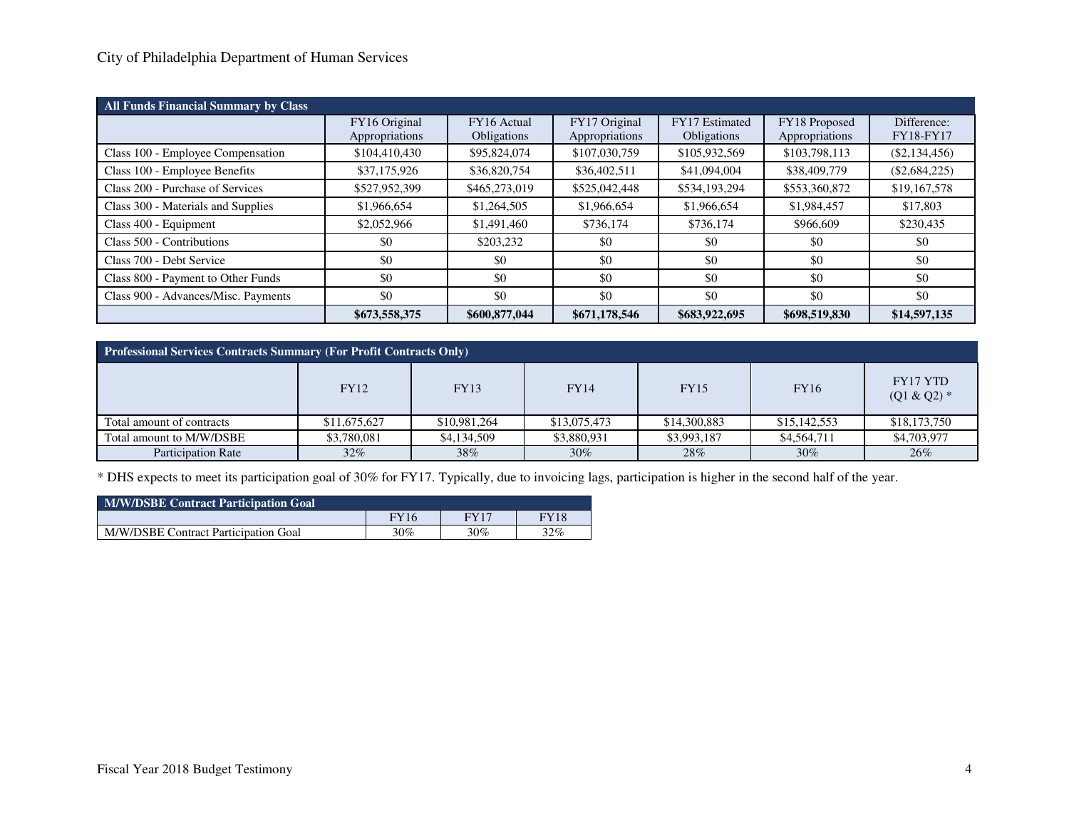| All Funds Financial Summary by Class | | | | | | |
|---|---|---|---|---|---|---|
| | FY16 Original Appropriations | FY16 Actual Obligations | FY17 Original Appropriations | FY17 Estimated Obligations | FY18 Proposed Appropriations | Difference: FY18-FY17 |
| Class 100 - Employee Compensation | $104,410,430 | $95,824,074 | $107,030,759 | $105,932,569 | $103,798,113 | ($2,134,456) |
| Class 100 - Employee Benefits | $37,175,926 | $36,820,754 | $36,402,511 | $41,094,004 | $38,409,779 | ($2,684,225) |
| Class 200 - Purchase of Services | $527,952,399 | $465,273,019 | $525,042,448 | $534,193,294 | $553,360,872 | $19,167,578 |
| Class 300 - Materials and Supplies | $1,966,654 | $1,264,505 | $1,966,654 | $1,966,654 | $1,984,457 | $17,803 |
| Class 400 - Equipment | $2,052,966 | $1,491,460 | $736,174 | $736,174 | $966,609 | $230,435 |
| Class 500 - Contributions | $0 | $203,232 | $0 | $0 | $0 | $0 |
| Class 700 - Debt Service | $0 | $0 | $0 | $0 | $0 | $0 |
| Class 800 - Payment to Other Funds | $0 | $0 | $0 | $0 | $0 | $0 |
| Class 900 - Advances/Misc. Payments | $0 | $0 | $0 | $0 | $0 | $0 |
| | **$673,558,375** | **$600,877,044** | **$671,178,546** | **$683,922,695** | **$698,519,830** | **$14,597,135** |

| Professional Services Contracts Summary (For Profit Contracts Only) | | | | | | |
|---|---|---|---|---|---|---|
| | FY12 | FY13 | FY14 | FY15 | FY16 | FY17 YTD (Q1 & Q2) * |
| Total amount of contracts | $11,675,627 | $10,981,264 | $13,075,473 | $14,300,883 | $15,142,553 | $18,173,750 |
| Total amount to M/W/DSBE | $3,780,081 | $4,134,509 | $3,880,931 | $3,993,187 | $4,564,711 | $4,703,977 |
| Participation Rate | 32% | 38% | 30% | 28% | 30% | 26% |

* DHS expects to meet its participation goal of 30% for FY17. Typically, due to invoicing lags, participation is higher in the second half of the year.

| M/W/DSBE Contract Participation Goal | | | |
|---|---|---|---|
| | FY16 | FY17 | FY18 |
| M/W/DSBE Contract Participation Goal | 30% | 30% | 32% |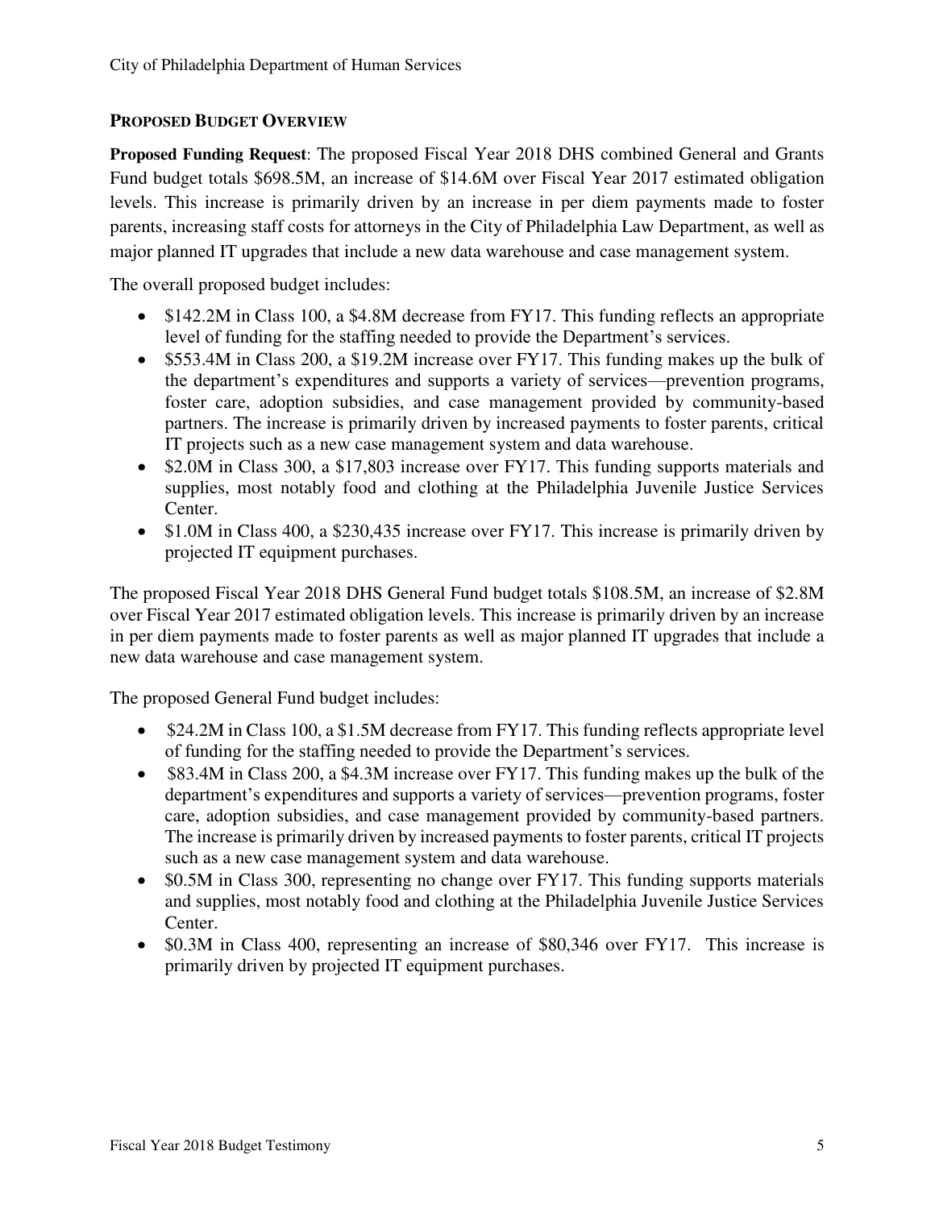## Proposed Budget Overview

**Proposed Funding Request**: The proposed Fiscal Year 2018 DHS combined General and Grants Fund budget totals $698.5M, an increase of $14.6M over Fiscal Year 2017 estimated obligation levels. This increase is primarily driven by an increase in per diem payments made to foster parents, increasing staff costs for attorneys in the City of Philadelphia Law Department, as well as major planned IT upgrades that include a new data warehouse and case management system.

The overall proposed budget includes:

- $142.2M in Class 100, a $4.8M decrease from FY17. This funding reflects an appropriate level of funding for the staffing needed to provide the Department's services.
- $553.4M in Class 200, a $19.2M increase over FY17. This funding makes up the bulk of the department's expenditures and supports a variety of services—prevention programs, foster care, adoption subsidies, and case management provided by community-based partners. The increase is primarily driven by increased payments to foster parents, critical IT projects such as a new case management system and data warehouse.
- $2.0M in Class 300, a $17,803 increase over FY17. This funding supports materials and supplies, most notably food and clothing at the Philadelphia Juvenile Justice Services Center.
- $1.0M in Class 400, a $230,435 increase over FY17. This increase is primarily driven by projected IT equipment purchases.

The proposed Fiscal Year 2018 DHS General Fund budget totals $108.5M, an increase of $2.8M over Fiscal Year 2017 estimated obligation levels. This increase is primarily driven by an increase in per diem payments made to foster parents as well as major planned IT upgrades that include a new data warehouse and case management system.

The proposed General Fund budget includes:

- $24.2M in Class 100, a $1.5M decrease from FY17. This funding reflects appropriate level of funding for the staffing needed to provide the Department's services.
- $83.4M in Class 200, a $4.3M increase over FY17. This funding makes up the bulk of the department's expenditures and supports a variety of services—prevention programs, foster care, adoption subsidies, and case management provided by community-based partners. The increase is primarily driven by increased payments to foster parents, critical IT projects such as a new case management system and data warehouse.
- $0.5M in Class 300, representing no change over FY17. This funding supports materials and supplies, most notably food and clothing at the Philadelphia Juvenile Justice Services Center.
- $0.3M in Class 400, representing an increase of $80,346 over FY17. This increase is primarily driven by projected IT equipment purchases.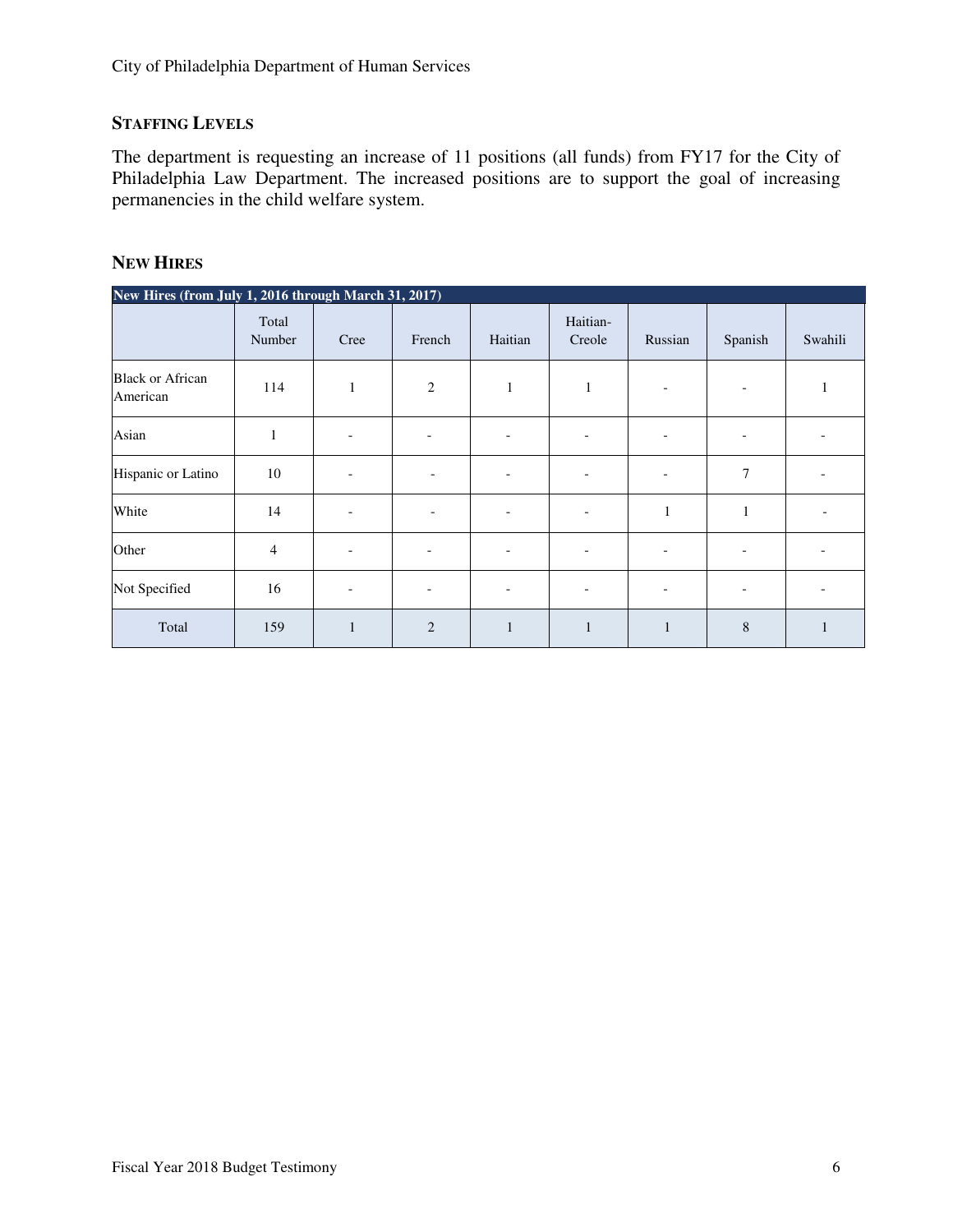## Staffing Levels

The department is requesting an increase of 11 positions (all funds) from FY17 for the City of Philadelphia Law Department. The increased positions are to support the goal of increasing permanencies in the child welfare system.

## New Hires

| New Hires (from July 1, 2016 through March 31, 2017) | | | | | | | | |
|---|---|---|---|---|---|---|---|---|
| | Total Number | Cree | French | Haitian | Haitian-Creole | Russian | Spanish | Swahili |
| Black or African American | 114 | 1 | 2 | 1 | 1 | - | - | 1 |
| Asian | 1 | - | - | - | - | - | - | - |
| Hispanic or Latino | 10 | - | - | - | - | - | 7 | - |
| White | 14 | - | - | - | - | 1 | 1 | - |
| Other | 4 | - | - | - | - | - | - | - |
| Not Specified | 16 | - | - | - | - | - | - | - |
| Total | 159 | 1 | 2 | 1 | 1 | 1 | 8 | 1 |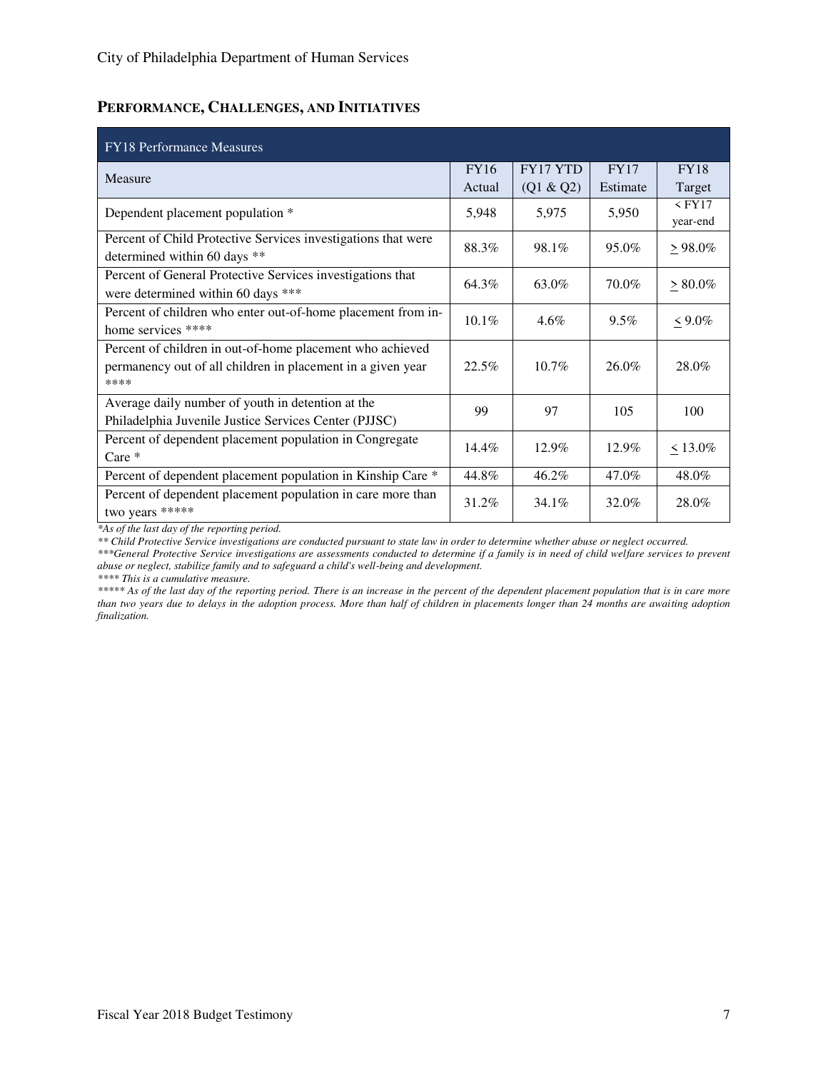## PERFORMANCE, CHALLENGES, AND INITIATIVES

| FY18 Performance Measures | | | | |
|---|---|---|---|---|
| Measure | FY16 Actual | FY17 YTD (Q1 & Q2) | FY17 Estimate | FY18 Target |
| Dependent placement population * | 5,948 | 5,975 | 5,950 | < FY17 year-end |
| Percent of Child Protective Services investigations that were determined within 60 days ** | 88.3% | 98.1% | 95.0% | ≥ 98.0% |
| Percent of General Protective Services investigations that were determined within 60 days *** | 64.3% | 63.0% | 70.0% | ≥ 80.0% |
| Percent of children who enter out-of-home placement from in-home services **** | 10.1% | 4.6% | 9.5% | ≤ 9.0% |
| Percent of children in out-of-home placement who achieved permanency out of all children in placement in a given year **** | 22.5% | 10.7% | 26.0% | 28.0% |
| Average daily number of youth in detention at the Philadelphia Juvenile Justice Services Center (PJJSC) | 99 | 97 | 105 | 100 |
| Percent of dependent placement population in Congregate Care * | 14.4% | 12.9% | 12.9% | ≤ 13.0% |
| Percent of dependent placement population in Kinship Care * | 44.8% | 46.2% | 47.0% | 48.0% |
| Percent of dependent placement population in care more than two years ***** | 31.2% | 34.1% | 32.0% | 28.0% |

*\*As of the last day of the reporting period.*
*\*\* Child Protective Service investigations are conducted pursuant to state law in order to determine whether abuse or neglect occurred.*
*\*\*\*General Protective Service investigations are assessments conducted to determine if a family is in need of child welfare services to prevent abuse or neglect, stabilize family and to safeguard a child's well-being and development.*
*\*\*\*\* This is a cumulative measure.*
*\*\*\*\*\* As of the last day of the reporting period. There is an increase in the percent of the dependent placement population that is in care more than two years due to delays in the adoption process. More than half of children in placements longer than 24 months are awaiting adoption finalization.*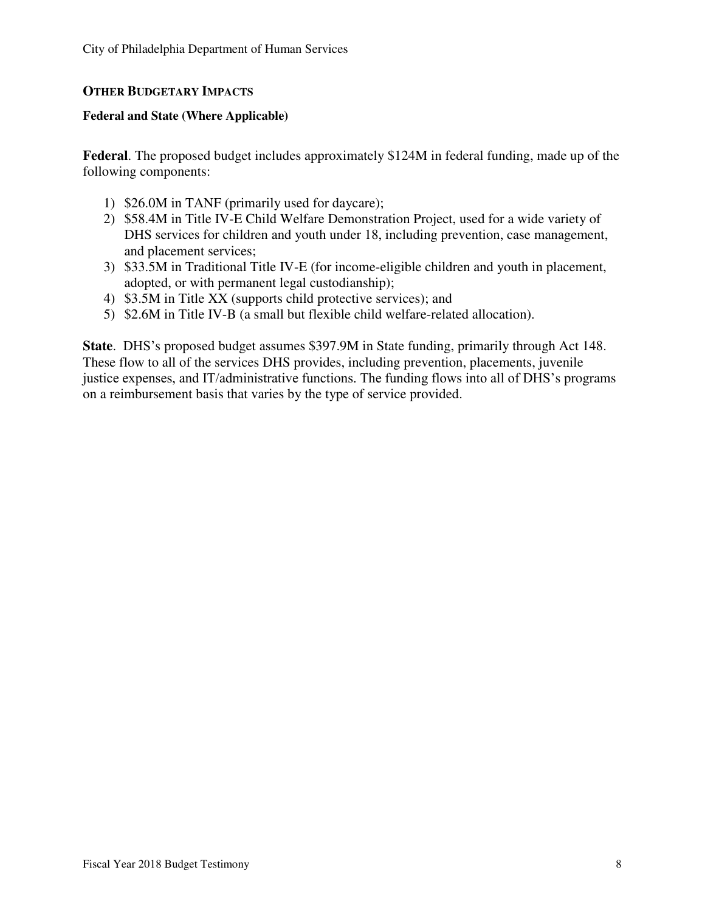## OTHER BUDGETARY IMPACTS

**Federal and State (Where Applicable)**

**Federal**. The proposed budget includes approximately $124M in federal funding, made up of the following components:

1) $26.0M in TANF (primarily used for daycare);
2) $58.4M in Title IV-E Child Welfare Demonstration Project, used for a wide variety of DHS services for children and youth under 18, including prevention, case management, and placement services;
3) $33.5M in Traditional Title IV-E (for income-eligible children and youth in placement, adopted, or with permanent legal custodianship);
4) $3.5M in Title XX (supports child protective services); and
5) $2.6M in Title IV-B (a small but flexible child welfare-related allocation).

**State**. DHS's proposed budget assumes $397.9M in State funding, primarily through Act 148. These flow to all of the services DHS provides, including prevention, placements, juvenile justice expenses, and IT/administrative functions. The funding flows into all of DHS's programs on a reimbursement basis that varies by the type of service provided.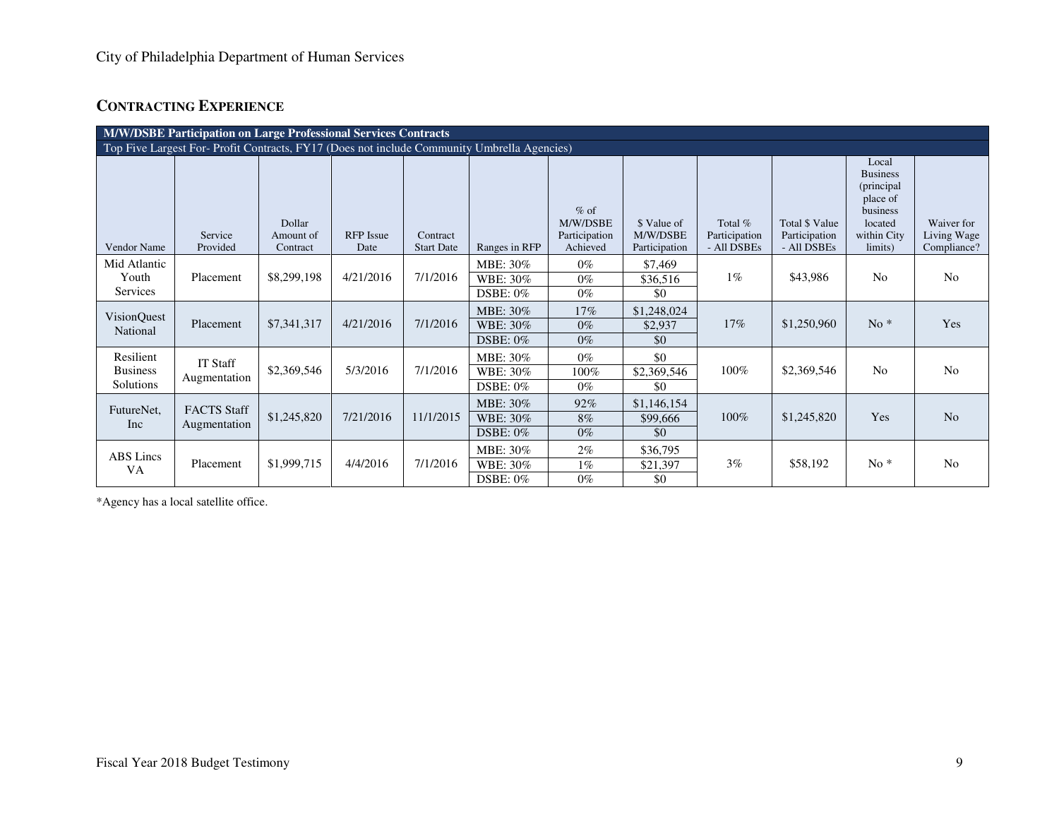## CONTRACTING EXPERIENCE

| M/W/DSBE Participation on Large Professional Services Contracts | | | | | | | | | | | |
|---|---|---|---|---|---|---|---|---|---|---|---|
| Top Five Largest For- Profit Contracts, FY17 (Does not include Community Umbrella Agencies) | | | | | | | | | | | |
| Vendor Name | Service Provided | Dollar Amount of Contract | RFP Issue Date | Contract Start Date | Ranges in RFP | % of M/W/DSBE Participation Achieved | $ Value of M/W/DSBE Participation | Total % Participation - All DSBEs | Total $ Value Participation - All DSBEs | Local Business (principal place of business located within City limits) | Waiver for Living Wage Compliance? |
| Mid Atlantic Youth Services | Placement | $8,299,198 | 4/21/2016 | 7/1/2016 | MBE: 30% | 0% | $7,469 | 1% | $43,986 | No | No |
| | | | | | WBE: 30% | 0% | $36,516 | | | | |
| | | | | | DSBE: 0% | 0% | $0 | | | | |
| VisionQuest National | Placement | $7,341,317 | 4/21/2016 | 7/1/2016 | MBE: 30% | 17% | $1,248,024 | 17% | $1,250,960 | No * | Yes |
| | | | | | WBE: 30% | 0% | $2,937 | | | | |
| | | | | | DSBE: 0% | 0% | $0 | | | | |
| Resilient Business Solutions | IT Staff Augmentation | $2,369,546 | 5/3/2016 | 7/1/2016 | MBE: 30% | 0% | $0 | 100% | $2,369,546 | No | No |
| | | | | | WBE: 30% | 100% | $2,369,546 | | | | |
| | | | | | DSBE: 0% | 0% | $0 | | | | |
| FutureNet, Inc | FACTS Staff Augmentation | $1,245,820 | 7/21/2016 | 11/1/2015 | MBE: 30% | 92% | $1,146,154 | 100% | $1,245,820 | Yes | No |
| | | | | | WBE: 30% | 8% | $99,666 | | | | |
| | | | | | DSBE: 0% | 0% | $0 | | | | |
| ABS Lincs VA | Placement | $1,999,715 | 4/4/2016 | 7/1/2016 | MBE: 30% | 2% | $36,795 | 3% | $58,192 | No * | No |
| | | | | | WBE: 30% | 1% | $21,397 | | | | |
| | | | | | DSBE: 0% | 0% | $0 | | | | |

*Agency has a local satellite office.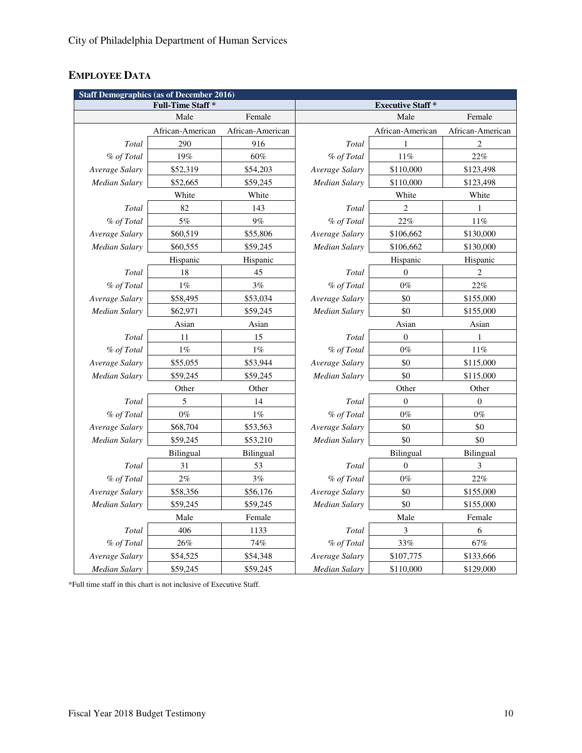## EMPLOYEE DATA

| Staff Demographics (as of December 2016) | | | | | |
|---|---|---|---|---|---|
| Full-Time Staff * | | | Executive Staff * | | |
| | Male | Female | | Male | Female |
| | African-American | African-American | | African-American | African-American |
| *Total* | 290 | 916 | *Total* | 1 | 2 |
| *% of Total* | 19% | 60% | *% of Total* | 11% | 22% |
| *Average Salary* | $52,319 | $54,203 | *Average Salary* | $110,000 | $123,498 |
| *Median Salary* | $52,665 | $59,245 | *Median Salary* | $110,000 | $123,498 |
| | White | White | | White | White |
| *Total* | 82 | 143 | *Total* | 2 | 1 |
| *% of Total* | 5% | 9% | *% of Total* | 22% | 11% |
| *Average Salary* | $60,519 | $55,806 | *Average Salary* | $106,662 | $130,000 |
| *Median Salary* | $60,555 | $59,245 | *Median Salary* | $106,662 | $130,000 |
| | Hispanic | Hispanic | | Hispanic | Hispanic |
| *Total* | 18 | 45 | *Total* | 0 | 2 |
| *% of Total* | 1% | 3% | *% of Total* | 0% | 22% |
| *Average Salary* | $58,495 | $53,034 | *Average Salary* | $0 | $155,000 |
| *Median Salary* | $62,971 | $59,245 | *Median Salary* | $0 | $155,000 |
| | Asian | Asian | | Asian | Asian |
| *Total* | 11 | 15 | *Total* | 0 | 1 |
| *% of Total* | 1% | 1% | *% of Total* | 0% | 11% |
| *Average Salary* | $55,055 | $53,944 | *Average Salary* | $0 | $115,000 |
| *Median Salary* | $59,245 | $59,245 | *Median Salary* | $0 | $115,000 |
| | Other | Other | | Other | Other |
| *Total* | 5 | 14 | *Total* | 0 | 0 |
| *% of Total* | 0% | 1% | *% of Total* | 0% | 0% |
| *Average Salary* | $68,704 | $53,563 | *Average Salary* | $0 | $0 |
| *Median Salary* | $59,245 | $53,210 | *Median Salary* | $0 | $0 |
| | Bilingual | Bilingual | | Bilingual | Bilingual |
| *Total* | 31 | 53 | *Total* | 0 | 3 |
| *% of Total* | 2% | 3% | *% of Total* | 0% | 22% |
| *Average Salary* | $58,356 | $56,176 | *Average Salary* | $0 | $155,000 |
| *Median Salary* | $59,245 | $59,245 | *Median Salary* | $0 | $155,000 |
| | Male | Female | | Male | Female |
| *Total* | 406 | 1133 | *Total* | 3 | 6 |
| *% of Total* | 26% | 74% | *% of Total* | 33% | 67% |
| *Average Salary* | $54,525 | $54,348 | *Average Salary* | $107,775 | $133,666 |
| *Median Salary* | $59,245 | $59,245 | *Median Salary* | $110,000 | $129,000 |

*Full time staff in this chart is not inclusive of Executive Staff.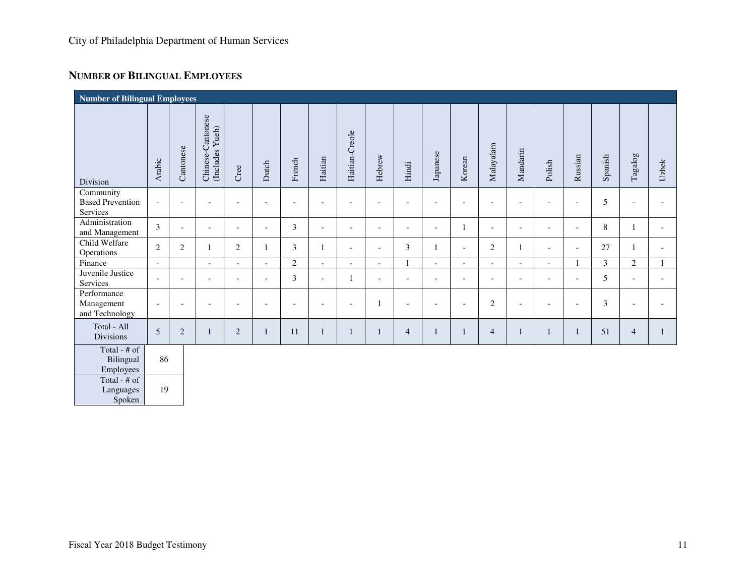## NUMBER OF BILINGUAL EMPLOYEES

| Number of Bilingual Employees | | | | | | | | | | | | | | | | | | | |
|---|---|---|---|---|---|---|---|---|---|---|---|---|---|---|---|---|---|---|---|
| Division | Arabic | Cantonese | Chinese-Cantonese (Includes Yueh) | Cree | Dutch | French | Haitian | Haitian-Creole | Hebrew | Hindi | Japanese | Korean | Malayalam | Mandarin | Polish | Russian | Spanish | Tagalog | Uzbek |
| Community Based Prevention Services | - | - | - | - | - | - | - | - | - | - | - | - | - | - | - | - | 5 | - | - |
| Administration and Management | 3 | - | - | - | - | 3 | - | - | - | - | - | 1 | - | - | - | - | 8 | 1 | - |
| Child Welfare Operations | 2 | 2 | 1 | 2 | 1 | 3 | 1 | - | - | 3 | 1 | - | 2 | 1 | - | - | 27 | 1 | - |
| Finance | - | | - | - | - | 2 | - | - | - | 1 | - | - | - | - | - | 1 | 3 | 2 | 1 |
| Juvenile Justice Services | - | - | - | - | - | 3 | - | 1 | - | - | - | - | - | - | - | - | 5 | - | - |
| Performance Management and Technology | - | - | - | - | - | - | - | - | 1 | - | - | - | 2 | - | - | - | 3 | - | - |
| Total - All Divisions | 5 | 2 | 1 | 2 | 1 | 11 | 1 | 1 | 1 | 4 | 1 | 1 | 4 | 1 | 1 | 1 | 51 | 4 | 1 |

| | |
|---|---|
| Total - # of Bilingual Employees | 86 |
| Total - # of Languages Spoken | 19 |